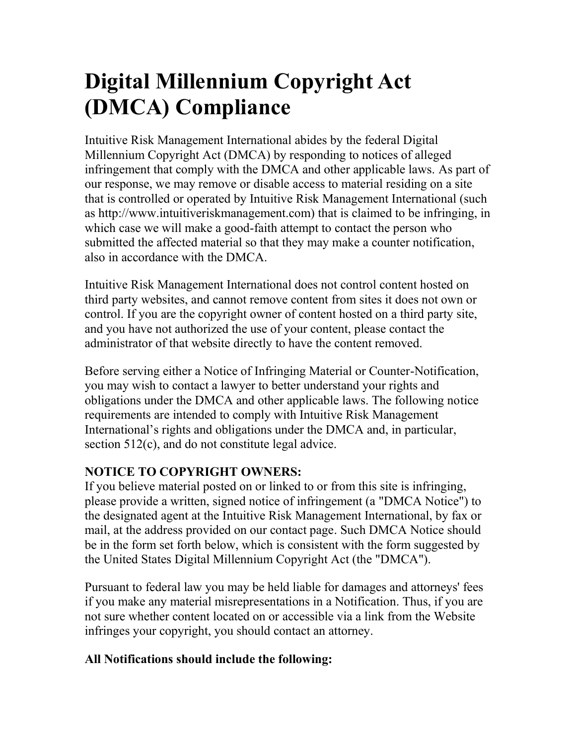# Digital Millennium Copyright Act (DMCA) Compliance

Intuitive Risk Management International abides by the federal Digital Millennium Copyright Act (DMCA) by responding to notices of alleged infringement that comply with the DMCA and other applicable laws. As part of our response, we may remove or disable access to material residing on a site that is controlled or operated by Intuitive Risk Management International (such as http://www.intuitiveriskmanagement.com) that is claimed to be infringing, in which case we will make a good-faith attempt to contact the person who submitted the affected material so that they may make a counter notification, also in accordance with the DMCA.

Intuitive Risk Management International does not control content hosted on third party websites, and cannot remove content from sites it does not own or control. If you are the copyright owner of content hosted on a third party site, and you have not authorized the use of your content, please contact the administrator of that website directly to have the content removed.

Before serving either a Notice of Infringing Material or Counter-Notification, you may wish to contact a lawyer to better understand your rights and obligations under the DMCA and other applicable laws. The following notice requirements are intended to comply with Intuitive Risk Management International's rights and obligations under the DMCA and, in particular, section 512(c), and do not constitute legal advice.

**NOTICE TO COPYRIGHT OWNERS:**
If you believe material posted on or linked to or from this site is infringing, please provide a written, signed notice of infringement (a "DMCA Notice") to the designated agent at the Intuitive Risk Management International, by fax or mail, at the address provided on our contact page. Such DMCA Notice should be in the form set forth below, which is consistent with the form suggested by the United States Digital Millennium Copyright Act (the "DMCA").

Pursuant to federal law you may be held liable for damages and attorneys' fees if you make any material misrepresentations in a Notification. Thus, if you are not sure whether content located on or accessible via a link from the Website infringes your copyright, you should contact an attorney.

**All Notifications should include the following:**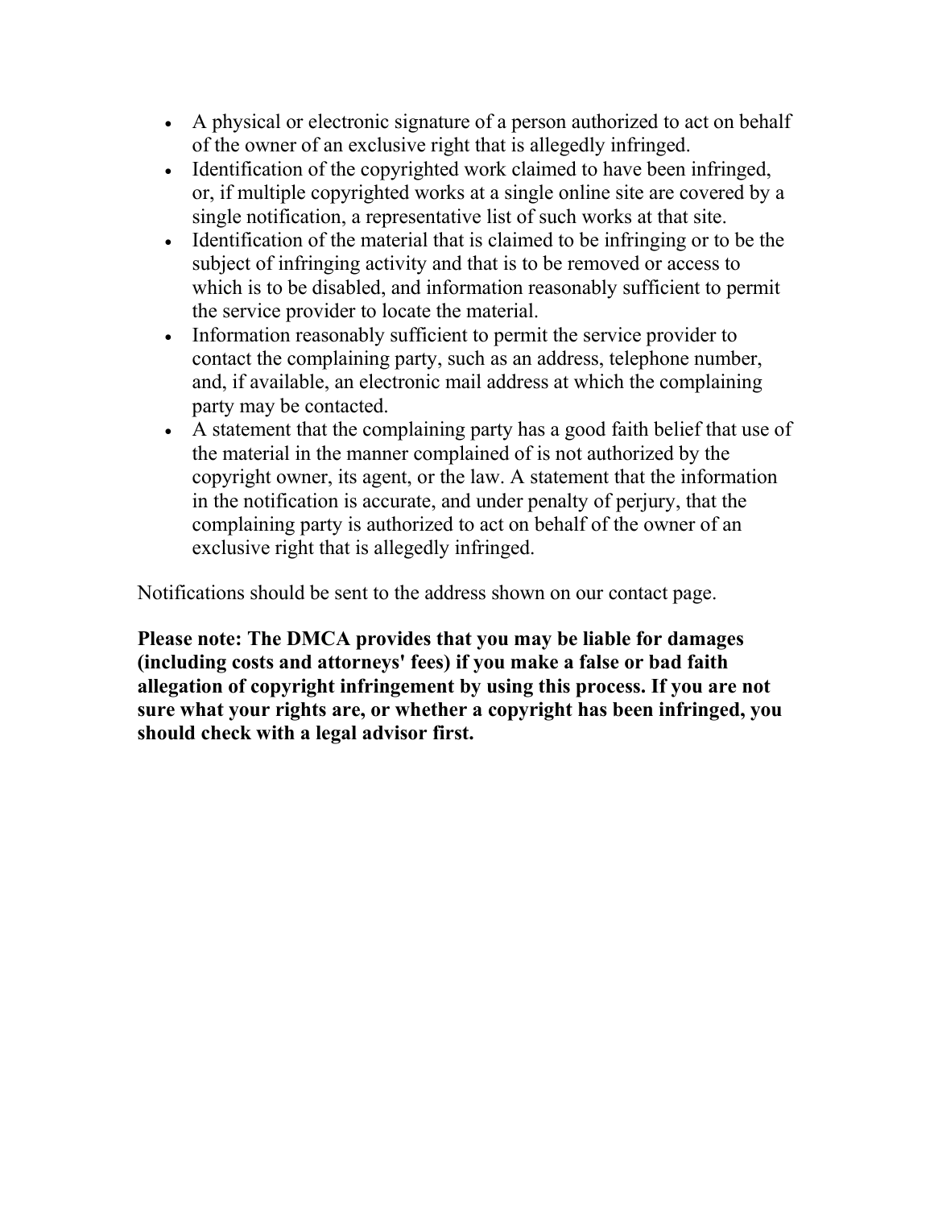- A physical or electronic signature of a person authorized to act on behalf of the owner of an exclusive right that is allegedly infringed.
- Identification of the copyrighted work claimed to have been infringed, or, if multiple copyrighted works at a single online site are covered by a single notification, a representative list of such works at that site.
- Identification of the material that is claimed to be infringing or to be the subject of infringing activity and that is to be removed or access to which is to be disabled, and information reasonably sufficient to permit the service provider to locate the material.
- Information reasonably sufficient to permit the service provider to contact the complaining party, such as an address, telephone number, and, if available, an electronic mail address at which the complaining party may be contacted.
- A statement that the complaining party has a good faith belief that use of the material in the manner complained of is not authorized by the copyright owner, its agent, or the law. A statement that the information in the notification is accurate, and under penalty of perjury, that the complaining party is authorized to act on behalf of the owner of an exclusive right that is allegedly infringed.

Notifications should be sent to the address shown on our contact page.

**Please note: The DMCA provides that you may be liable for damages (including costs and attorneys' fees) if you make a false or bad faith allegation of copyright infringement by using this process. If you are not sure what your rights are, or whether a copyright has been infringed, you should check with a legal advisor first.**